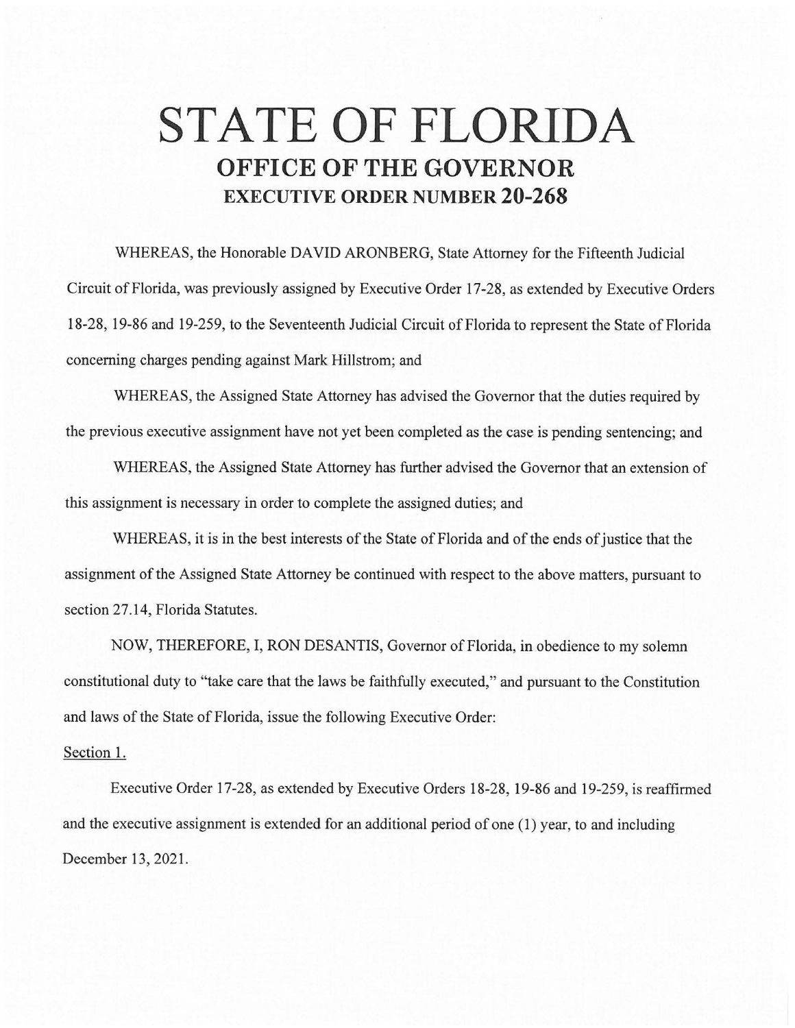# STATE OF FLORIDA

## OFFICE OF THE GOVERNOR

### EXECUTIVE ORDER NUMBER 20-268

WHEREAS, the Honorable DAVID ARONBERG, State Attorney for the Fifteenth Judicial Circuit of Florida, was previously assigned by Executive Order 17-28, as extended by Executive Orders 18-28, 19-86 and 19-259, to the Seventeenth Judicial Circuit of Florida to represent the State of Florida concerning charges pending against Mark Hillstrom; and

WHEREAS, the Assigned State Attorney has advised the Governor that the duties required by the previous executive assignment have not yet been completed as the case is pending sentencing; and

WHEREAS, the Assigned State Attorney has further advised the Governor that an extension of this assignment is necessary in order to complete the assigned duties; and

WHEREAS, it is in the best interests of the State of Florida and of the ends of justice that the assignment of the Assigned State Attorney be continued with respect to the above matters, pursuant to section 27.14, Florida Statutes.

NOW, THEREFORE, I, RON DESANTIS, Governor of Florida, in obedience to my solemn constitutional duty to "take care that the laws be faithfully executed," and pursuant to the Constitution and laws of the State of Florida, issue the following Executive Order:

Section 1.

Executive Order 17-28, as extended by Executive Orders 18-28, 19-86 and 19-259, is reaffirmed and the executive assignment is extended for an additional period of one (1) year, to and including December 13, 2021.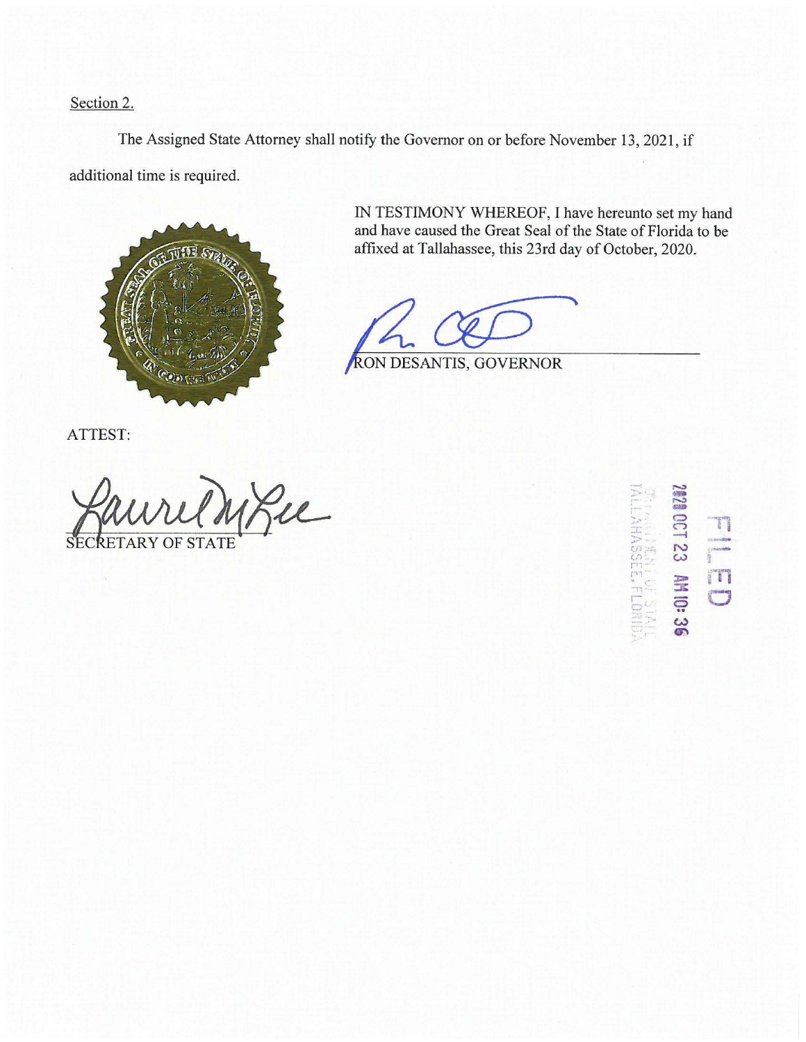Section 2.

The Assigned State Attorney shall notify the Governor on or before November 13, 2021, if additional time is required.

IN TESTIMONY WHEREOF, I have hereunto set my hand and have caused the Great Seal of the State of Florida to be affixed at Tallahassee, this 23rd day of October, 2020.

RON DESANTIS, GOVERNOR

ATTEST:

SECRETARY OF STATE

FILED

2020 OCT 23 AM 10:36

DEPARTMENT OF STATE
TALLAHASSEE, FLORIDA